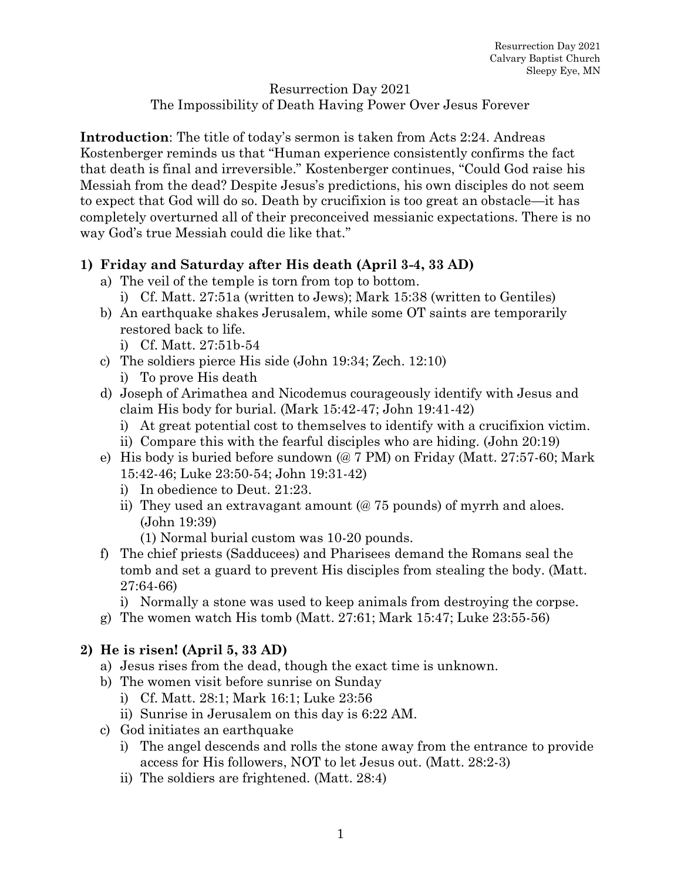Resurrection Day 2021
Calvary Baptist Church
Sleepy Eye, MN

# Resurrection Day 2021
## The Impossibility of Death Having Power Over Jesus Forever

**Introduction**: The title of today's sermon is taken from Acts 2:24. Andreas Kostenberger reminds us that "Human experience consistently confirms the fact that death is final and irreversible." Kostenberger continues, "Could God raise his Messiah from the dead? Despite Jesus's predictions, his own disciples do not seem to expect that God will do so. Death by crucifixion is too great an obstacle—it has completely overturned all of their preconceived messianic expectations. There is no way God's true Messiah could die like that."

### 1) Friday and Saturday after His death (April 3-4, 33 AD)

- a) The veil of the temple is torn from top to bottom.
  - i) Cf. Matt. 27:51a (written to Jews); Mark 15:38 (written to Gentiles)
- b) An earthquake shakes Jerusalem, while some OT saints are temporarily restored back to life.
  - i) Cf. Matt. 27:51b-54
- c) The soldiers pierce His side (John 19:34; Zech. 12:10)
  - i) To prove His death
- d) Joseph of Arimathea and Nicodemus courageously identify with Jesus and claim His body for burial. (Mark 15:42-47; John 19:41-42)
  - i) At great potential cost to themselves to identify with a crucifixion victim.
  - ii) Compare this with the fearful disciples who are hiding. (John 20:19)
- e) His body is buried before sundown (@ 7 PM) on Friday (Matt. 27:57-60; Mark 15:42-46; Luke 23:50-54; John 19:31-42)
  - i) In obedience to Deut. 21:23.
  - ii) They used an extravagant amount (@ 75 pounds) of myrrh and aloes. (John 19:39)
    - (1) Normal burial custom was 10-20 pounds.
- f) The chief priests (Sadducees) and Pharisees demand the Romans seal the tomb and set a guard to prevent His disciples from stealing the body. (Matt. 27:64-66)
  - i) Normally a stone was used to keep animals from destroying the corpse.
- g) The women watch His tomb (Matt. 27:61; Mark 15:47; Luke 23:55-56)

### 2) He is risen! (April 5, 33 AD)

- a) Jesus rises from the dead, though the exact time is unknown.
- b) The women visit before sunrise on Sunday
  - i) Cf. Matt. 28:1; Mark 16:1; Luke 23:56
  - ii) Sunrise in Jerusalem on this day is 6:22 AM.
- c) God initiates an earthquake
  - i) The angel descends and rolls the stone away from the entrance to provide access for His followers, NOT to let Jesus out. (Matt. 28:2-3)
  - ii) The soldiers are frightened. (Matt. 28:4)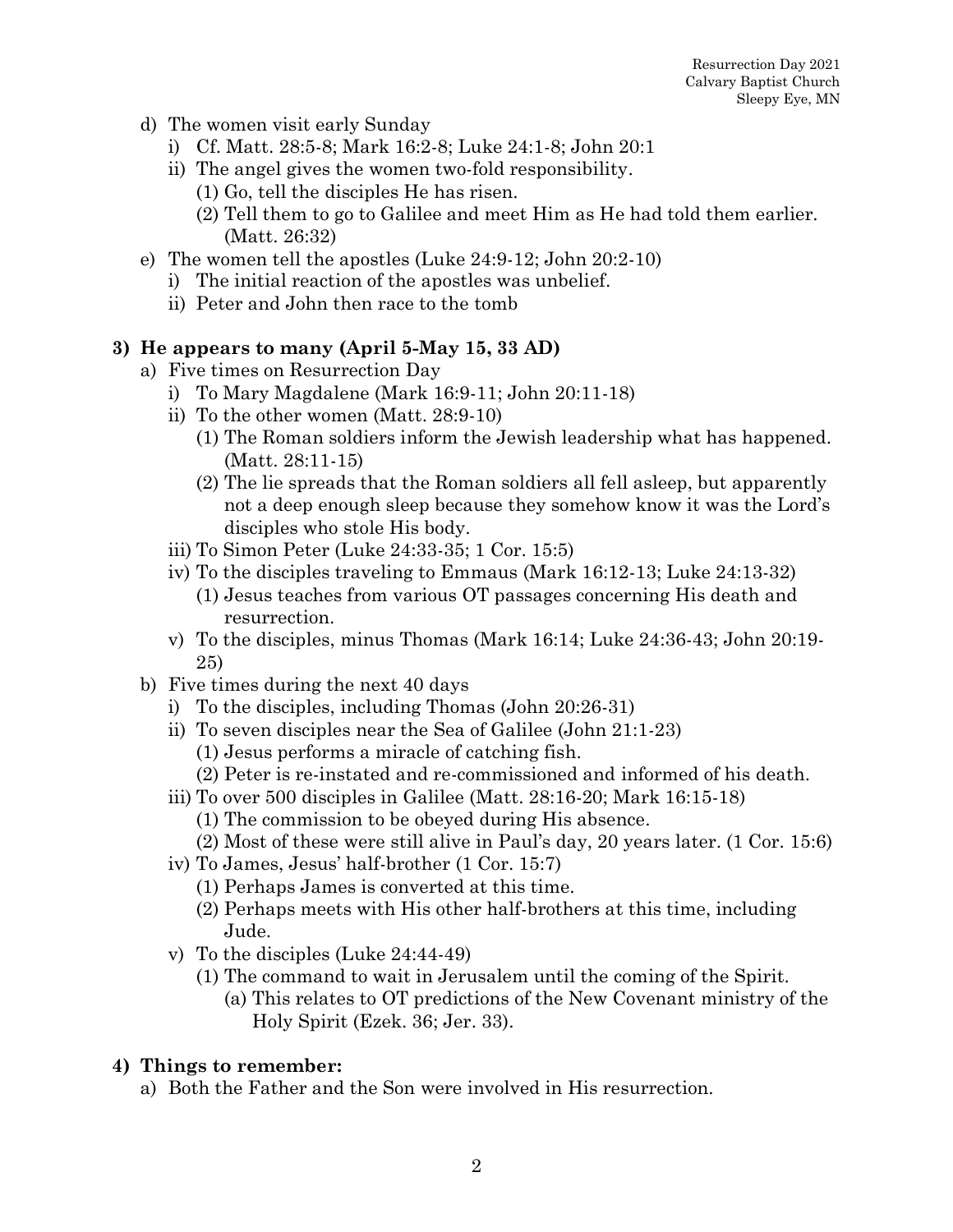d) The women visit early Sunday
   i) Cf. Matt. 28:5-8; Mark 16:2-8; Luke 24:1-8; John 20:1
   ii) The angel gives the women two-fold responsibility.
      (1) Go, tell the disciples He has risen.
      (2) Tell them to go to Galilee and meet Him as He had told them earlier. (Matt. 26:32)
e) The women tell the apostles (Luke 24:9-12; John 20:2-10)
   i) The initial reaction of the apostles was unbelief.
   ii) Peter and John then race to the tomb

**3) He appears to many (April 5-May 15, 33 AD)**

a) Five times on Resurrection Day
   i) To Mary Magdalene (Mark 16:9-11; John 20:11-18)
   ii) To the other women (Matt. 28:9-10)
      (1) The Roman soldiers inform the Jewish leadership what has happened. (Matt. 28:11-15)
      (2) The lie spreads that the Roman soldiers all fell asleep, but apparently not a deep enough sleep because they somehow know it was the Lord's disciples who stole His body.
   iii) To Simon Peter (Luke 24:33-35; 1 Cor. 15:5)
   iv) To the disciples traveling to Emmaus (Mark 16:12-13; Luke 24:13-32)
      (1) Jesus teaches from various OT passages concerning His death and resurrection.
   v) To the disciples, minus Thomas (Mark 16:14; Luke 24:36-43; John 20:19-25)
b) Five times during the next 40 days
   i) To the disciples, including Thomas (John 20:26-31)
   ii) To seven disciples near the Sea of Galilee (John 21:1-23)
      (1) Jesus performs a miracle of catching fish.
      (2) Peter is re-instated and re-commissioned and informed of his death.
   iii) To over 500 disciples in Galilee (Matt. 28:16-20; Mark 16:15-18)
      (1) The commission to be obeyed during His absence.
      (2) Most of these were still alive in Paul's day, 20 years later. (1 Cor. 15:6)
   iv) To James, Jesus' half-brother (1 Cor. 15:7)
      (1) Perhaps James is converted at this time.
      (2) Perhaps meets with His other half-brothers at this time, including Jude.
   v) To the disciples (Luke 24:44-49)
      (1) The command to wait in Jerusalem until the coming of the Spirit.
         (a) This relates to OT predictions of the New Covenant ministry of the Holy Spirit (Ezek. 36; Jer. 33).

**4) Things to remember:**

a) Both the Father and the Son were involved in His resurrection.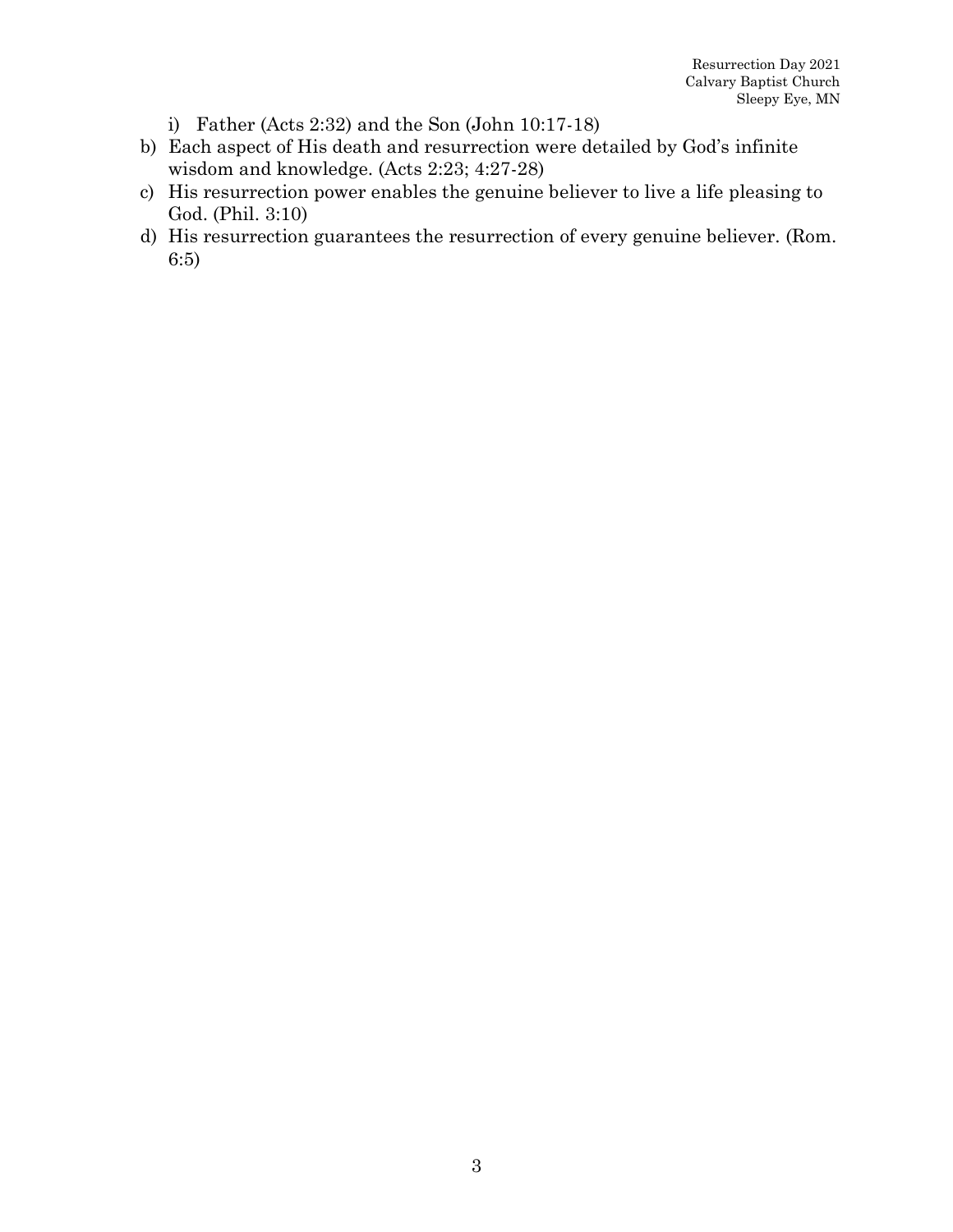i) Father (Acts 2:32) and the Son (John 10:17-18)

b) Each aspect of His death and resurrection were detailed by God's infinite wisdom and knowledge. (Acts 2:23; 4:27-28)
c) His resurrection power enables the genuine believer to live a life pleasing to God. (Phil. 3:10)
d) His resurrection guarantees the resurrection of every genuine believer. (Rom. 6:5)